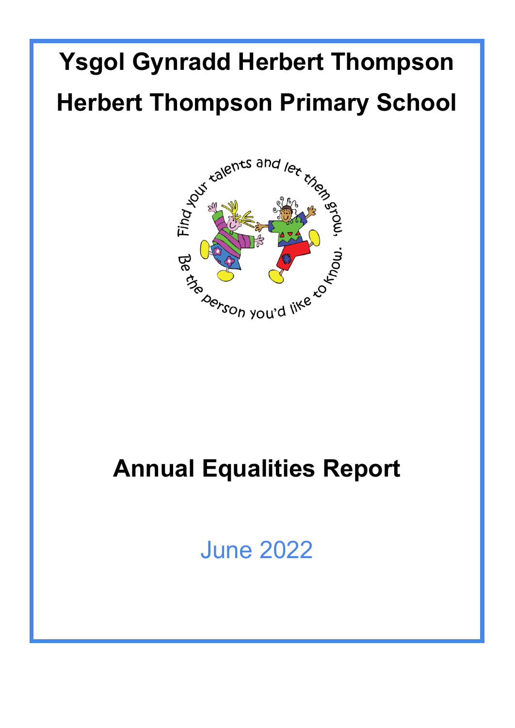# Ysgol Gynradd Herbert Thompson

# Herbert Thompson Primary School

Find your talents and let them grow,
Be the person you'd like to know.

## Annual Equalities Report

June 2022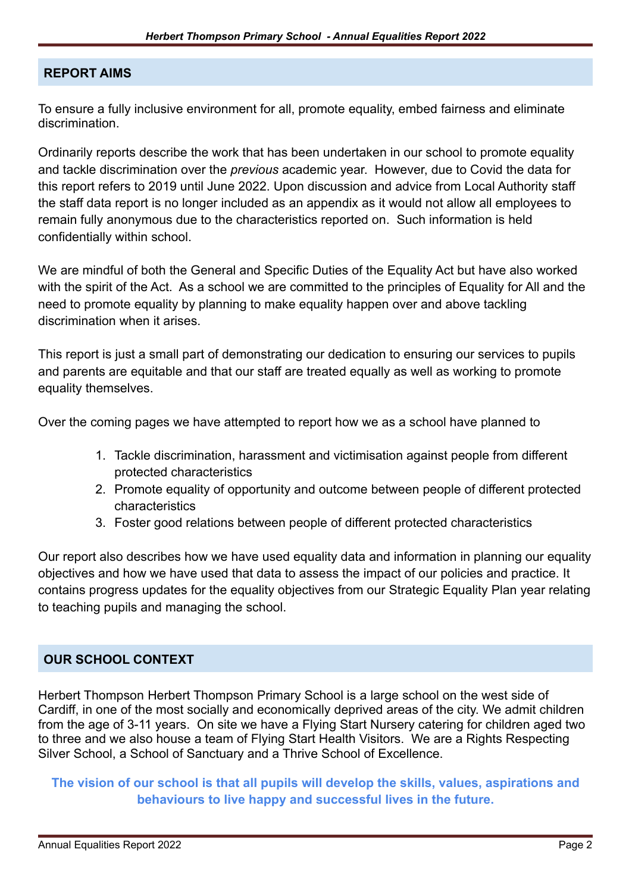## REPORT AIMS

To ensure a fully inclusive environment for all, promote equality, embed fairness and eliminate discrimination.

Ordinarily reports describe the work that has been undertaken in our school to promote equality and tackle discrimination over the *previous* academic year. However, due to Covid the data for this report refers to 2019 until June 2022. Upon discussion and advice from Local Authority staff the staff data report is no longer included as an appendix as it would not allow all employees to remain fully anonymous due to the characteristics reported on. Such information is held confidentially within school.

We are mindful of both the General and Specific Duties of the Equality Act but have also worked with the spirit of the Act. As a school we are committed to the principles of Equality for All and the need to promote equality by planning to make equality happen over and above tackling discrimination when it arises.

This report is just a small part of demonstrating our dedication to ensuring our services to pupils and parents are equitable and that our staff are treated equally as well as working to promote equality themselves.

Over the coming pages we have attempted to report how we as a school have planned to

1. Tackle discrimination, harassment and victimisation against people from different protected characteristics
2. Promote equality of opportunity and outcome between people of different protected characteristics
3. Foster good relations between people of different protected characteristics

Our report also describes how we have used equality data and information in planning our equality objectives and how we have used that data to assess the impact of our policies and practice. It contains progress updates for the equality objectives from our Strategic Equality Plan year relating to teaching pupils and managing the school.

## OUR SCHOOL CONTEXT

Herbert Thompson Herbert Thompson Primary School is a large school on the west side of Cardiff, in one of the most socially and economically deprived areas of the city. We admit children from the age of 3-11 years. On site we have a Flying Start Nursery catering for children aged two to three and we also house a team of Flying Start Health Visitors. We are a Rights Respecting Silver School, a School of Sanctuary and a Thrive School of Excellence.

**The vision of our school is that all pupils will develop the skills, values, aspirations and behaviours to live happy and successful lives in the future.**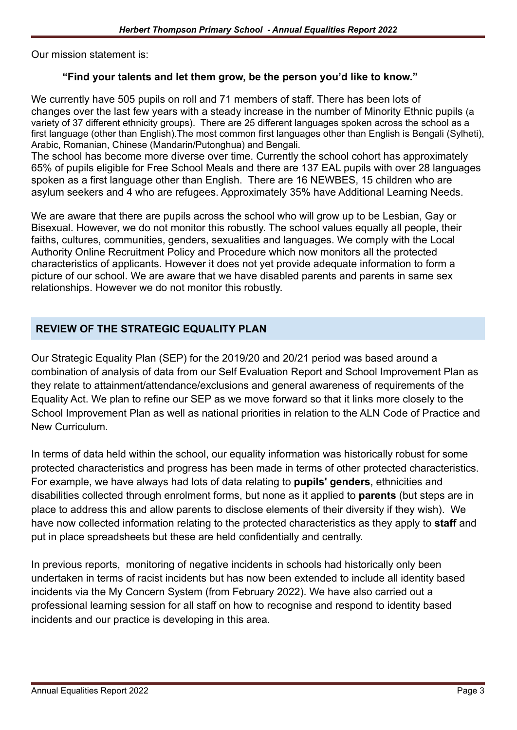Our mission statement is:

**"Find your talents and let them grow, be the person you'd like to know."**

We currently have 505 pupils on roll and 71 members of staff. There has been lots of changes over the last few years with a steady increase in the number of Minority Ethnic pupils (a variety of 37 different ethnicity groups). There are 25 different languages spoken across the school as a first language (other than English).The most common first languages other than English is Bengali (Sylheti), Arabic, Romanian, Chinese (Mandarin/Putonghua) and Bengali.
The school has become more diverse over time. Currently the school cohort has approximately 65% of pupils eligible for Free School Meals and there are 137 EAL pupils with over 28 languages spoken as a first language other than English. There are 16 NEWBES, 15 children who are asylum seekers and 4 who are refugees. Approximately 35% have Additional Learning Needs.

We are aware that there are pupils across the school who will grow up to be Lesbian, Gay or Bisexual. However, we do not monitor this robustly. The school values equally all people, their faiths, cultures, communities, genders, sexualities and languages. We comply with the Local Authority Online Recruitment Policy and Procedure which now monitors all the protected characteristics of applicants. However it does not yet provide adequate information to form a picture of our school. We are aware that we have disabled parents and parents in same sex relationships. However we do not monitor this robustly.

## REVIEW OF THE STRATEGIC EQUALITY PLAN

Our Strategic Equality Plan (SEP) for the 2019/20 and 20/21 period was based around a combination of analysis of data from our Self Evaluation Report and School Improvement Plan as they relate to attainment/attendance/exclusions and general awareness of requirements of the Equality Act. We plan to refine our SEP as we move forward so that it links more closely to the School Improvement Plan as well as national priorities in relation to the ALN Code of Practice and New Curriculum.

In terms of data held within the school, our equality information was historically robust for some protected characteristics and progress has been made in terms of other protected characteristics. For example, we have always had lots of data relating to **pupils' genders**, ethnicities and disabilities collected through enrolment forms, but none as it applied to **parents** (but steps are in place to address this and allow parents to disclose elements of their diversity if they wish). We have now collected information relating to the protected characteristics as they apply to **staff** and put in place spreadsheets but these are held confidentially and centrally.

In previous reports, monitoring of negative incidents in schools had historically only been undertaken in terms of racist incidents but has now been extended to include all identity based incidents via the My Concern System (from February 2022). We have also carried out a professional learning session for all staff on how to recognise and respond to identity based incidents and our practice is developing in this area.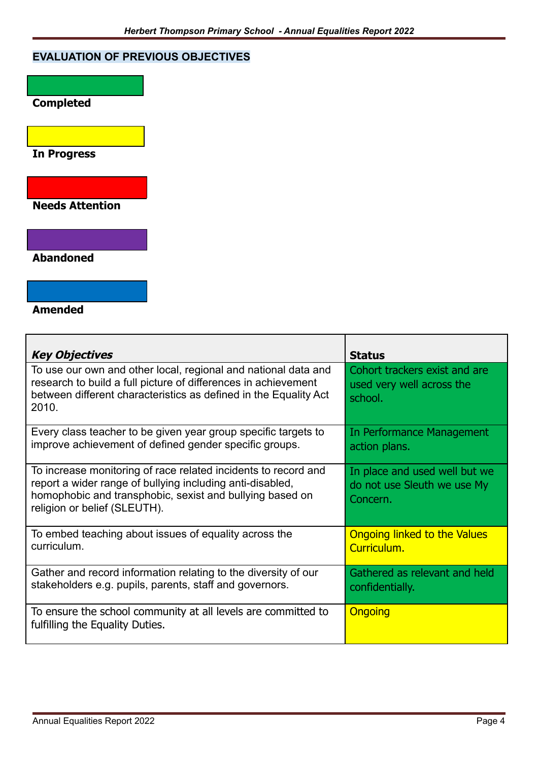## EVALUATION OF PREVIOUS OBJECTIVES

**Completed**

**In Progress**

**Needs Attention**

**Abandoned**

**Amended**

| ***Key Objectives*** | **Status** |
|---|---|
| To use our own and other local, regional and national data and research to build a full picture of differences in achievement between different characteristics as defined in the Equality Act 2010. | Cohort trackers exist and are used very well across the school. |
| Every class teacher to be given year group specific targets to improve achievement of defined gender specific groups. | In Performance Management action plans. |
| To increase monitoring of race related incidents to record and report a wider range of bullying including anti-disabled, homophobic and transphobic, sexist and bullying based on religion or belief (SLEUTH). | In place and used well but we do not use Sleuth we use My Concern. |
| To embed teaching about issues of equality across the curriculum. | Ongoing linked to the Values Curriculum. |
| Gather and record information relating to the diversity of our stakeholders e.g. pupils, parents, staff and governors. | Gathered as relevant and held confidentially. |
| To ensure the school community at all levels are committed to fulfilling the Equality Duties. | Ongoing |